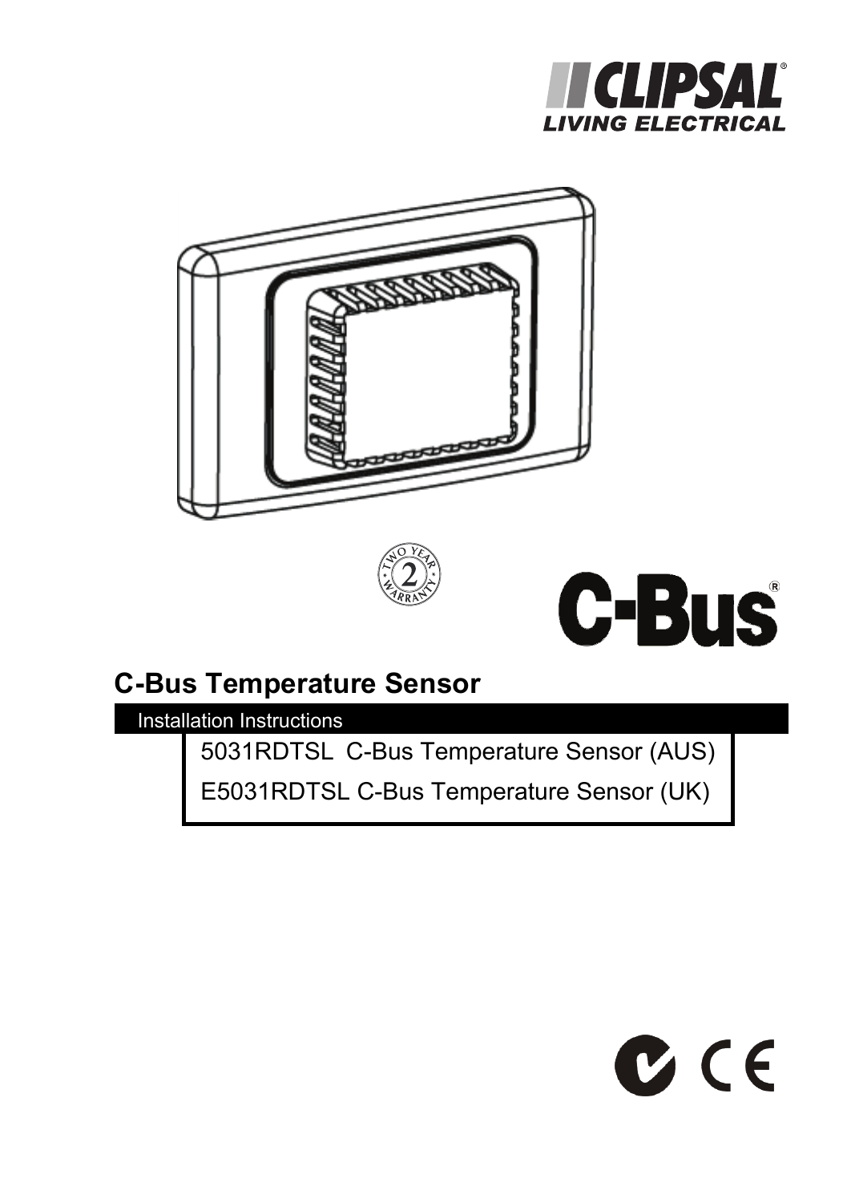CLIPSAL
LIVING ELECTRICAL

TWO YEAR WARRANTY

C-Bus®

# C-Bus Temperature Sensor

## Installation Instructions

5031RDTSL C-Bus Temperature Sensor (AUS)

E5031RDTSL C-Bus Temperature Sensor (UK)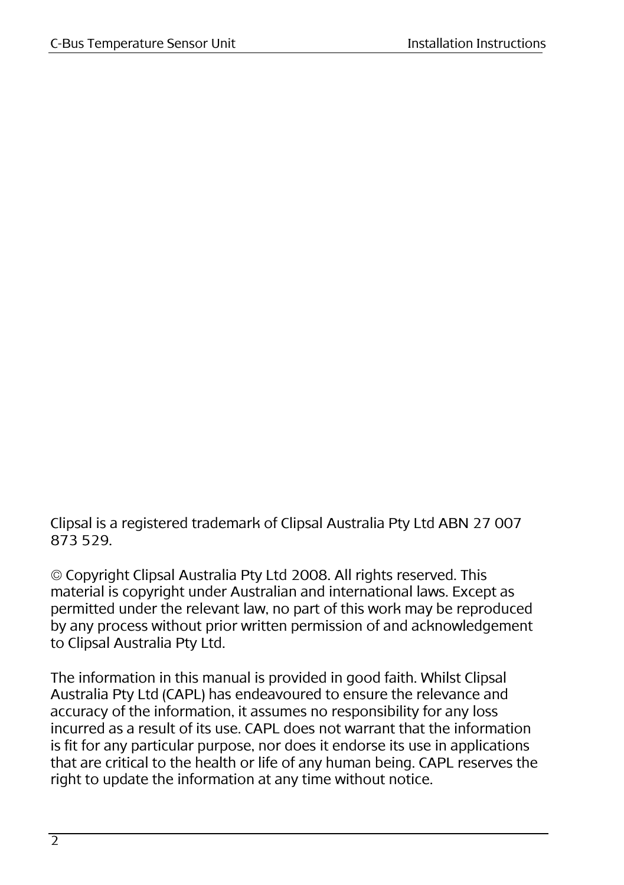Clipsal is a registered trademark of Clipsal Australia Pty Ltd ABN 27 007 873 529.

© Copyright Clipsal Australia Pty Ltd 2008. All rights reserved. This material is copyright under Australian and international laws. Except as permitted under the relevant law, no part of this work may be reproduced by any process without prior written permission of and acknowledgement to Clipsal Australia Pty Ltd.

The information in this manual is provided in good faith. Whilst Clipsal Australia Pty Ltd (CAPL) has endeavoured to ensure the relevance and accuracy of the information, it assumes no responsibility for any loss incurred as a result of its use. CAPL does not warrant that the information is fit for any particular purpose, nor does it endorse its use in applications that are critical to the health or life of any human being. CAPL reserves the right to update the information at any time without notice.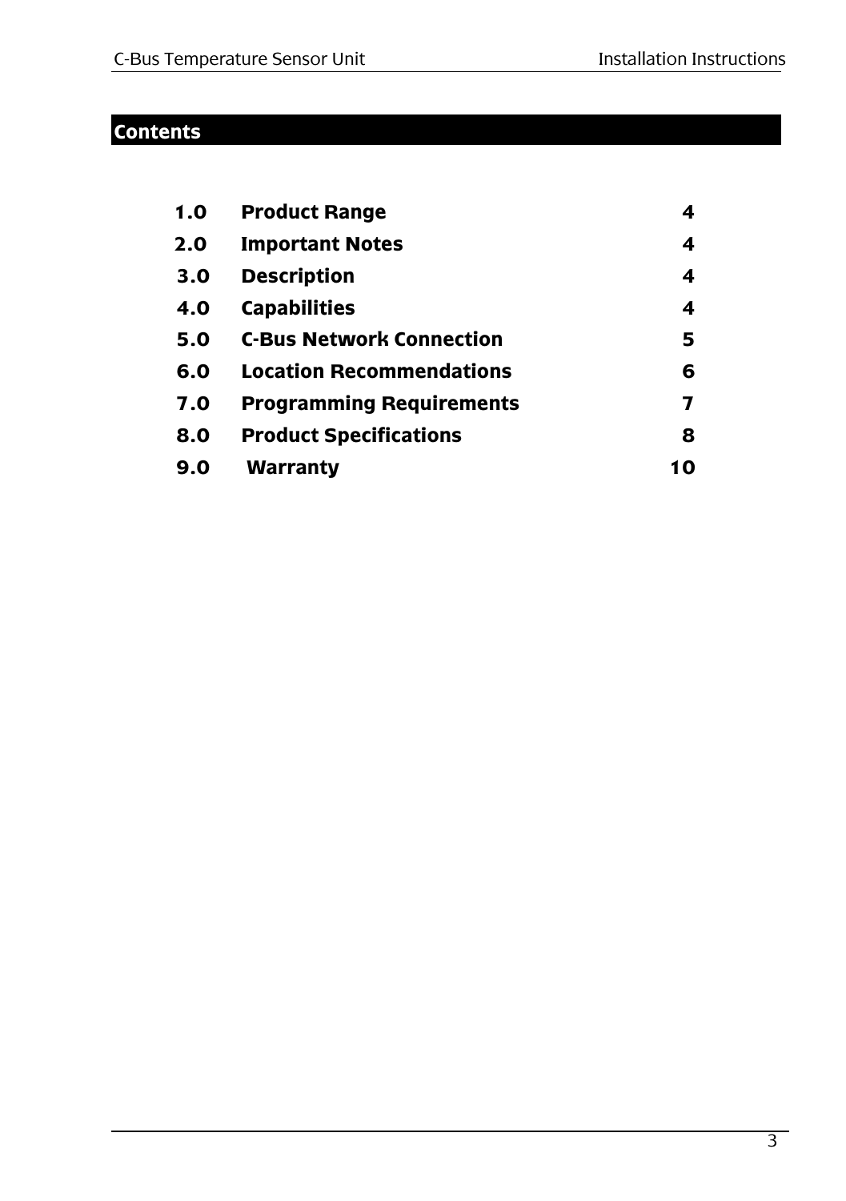## Contents

| | | |
|---|---|---|
| **1.0** | **Product Range** | **4** |
| **2.0** | **Important Notes** | **4** |
| **3.0** | **Description** | **4** |
| **4.0** | **Capabilities** | **4** |
| **5.0** | **C-Bus Network Connection** | **5** |
| **6.0** | **Location Recommendations** | **6** |
| **7.0** | **Programming Requirements** | **7** |
| **8.0** | **Product Specifications** | **8** |
| **9.0** | **Warranty** | **10** |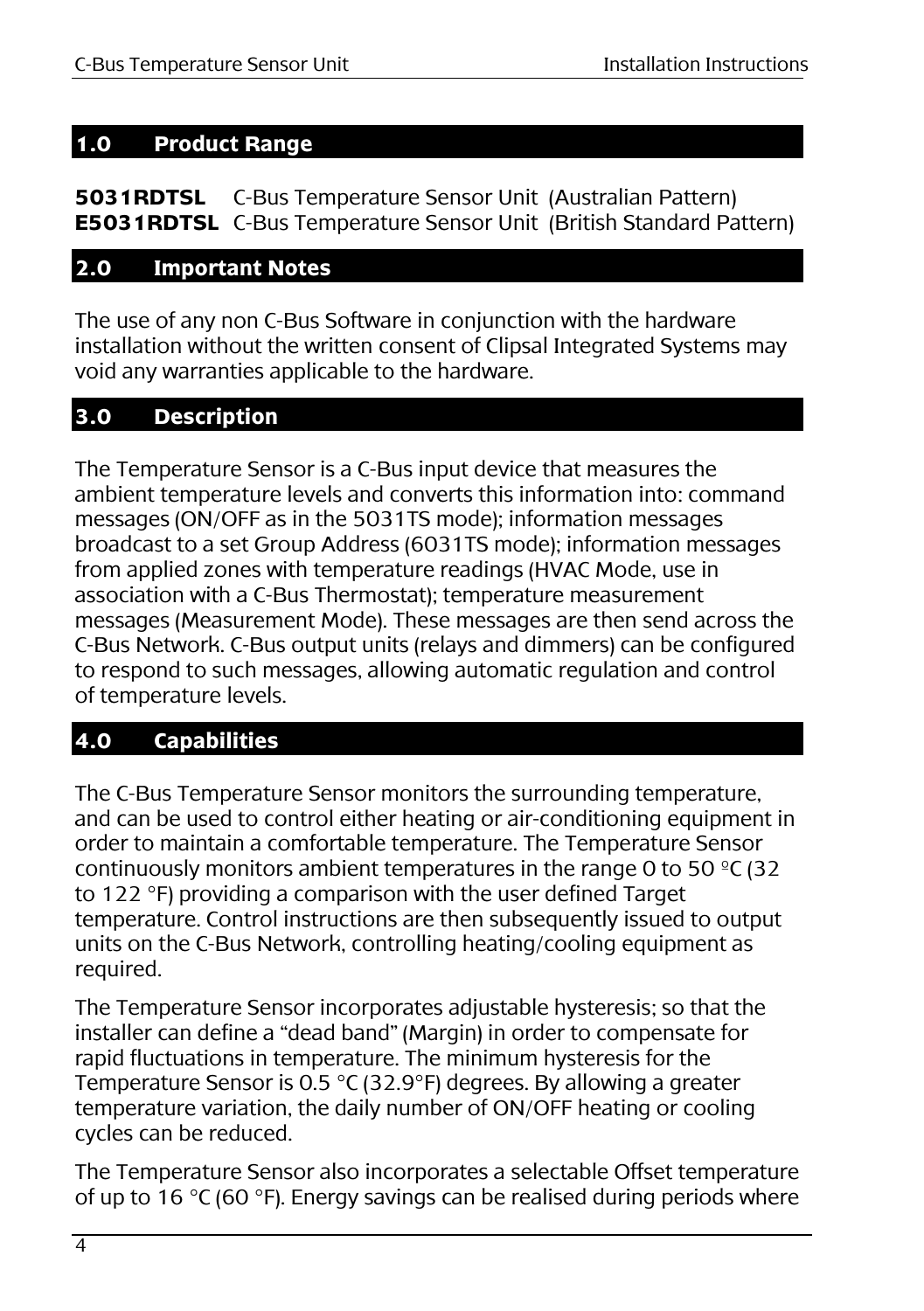## 1.0 Product Range

**5031RDTSL** C-Bus Temperature Sensor Unit (Australian Pattern)
**E5031RDTSL** C-Bus Temperature Sensor Unit (British Standard Pattern)

## 2.0 Important Notes

The use of any non C-Bus Software in conjunction with the hardware installation without the written consent of Clipsal Integrated Systems may void any warranties applicable to the hardware.

## 3.0 Description

The Temperature Sensor is a C-Bus input device that measures the ambient temperature levels and converts this information into: command messages (ON/OFF as in the 5031TS mode); information messages broadcast to a set Group Address (6031TS mode); information messages from applied zones with temperature readings (HVAC Mode, use in association with a C-Bus Thermostat); temperature measurement messages (Measurement Mode). These messages are then send across the C-Bus Network. C-Bus output units (relays and dimmers) can be configured to respond to such messages, allowing automatic regulation and control of temperature levels.

## 4.0 Capabilities

The C-Bus Temperature Sensor monitors the surrounding temperature, and can be used to control either heating or air-conditioning equipment in order to maintain a comfortable temperature. The Temperature Sensor continuously monitors ambient temperatures in the range 0 to 50 ºC (32 to 122 °F) providing a comparison with the user defined Target temperature. Control instructions are then subsequently issued to output units on the C-Bus Network, controlling heating/cooling equipment as required.

The Temperature Sensor incorporates adjustable hysteresis; so that the installer can define a "dead band" (Margin) in order to compensate for rapid fluctuations in temperature. The minimum hysteresis for the Temperature Sensor is 0.5 °C (32.9°F) degrees. By allowing a greater temperature variation, the daily number of ON/OFF heating or cooling cycles can be reduced.

The Temperature Sensor also incorporates a selectable Offset temperature of up to 16 °C (60 °F). Energy savings can be realised during periods where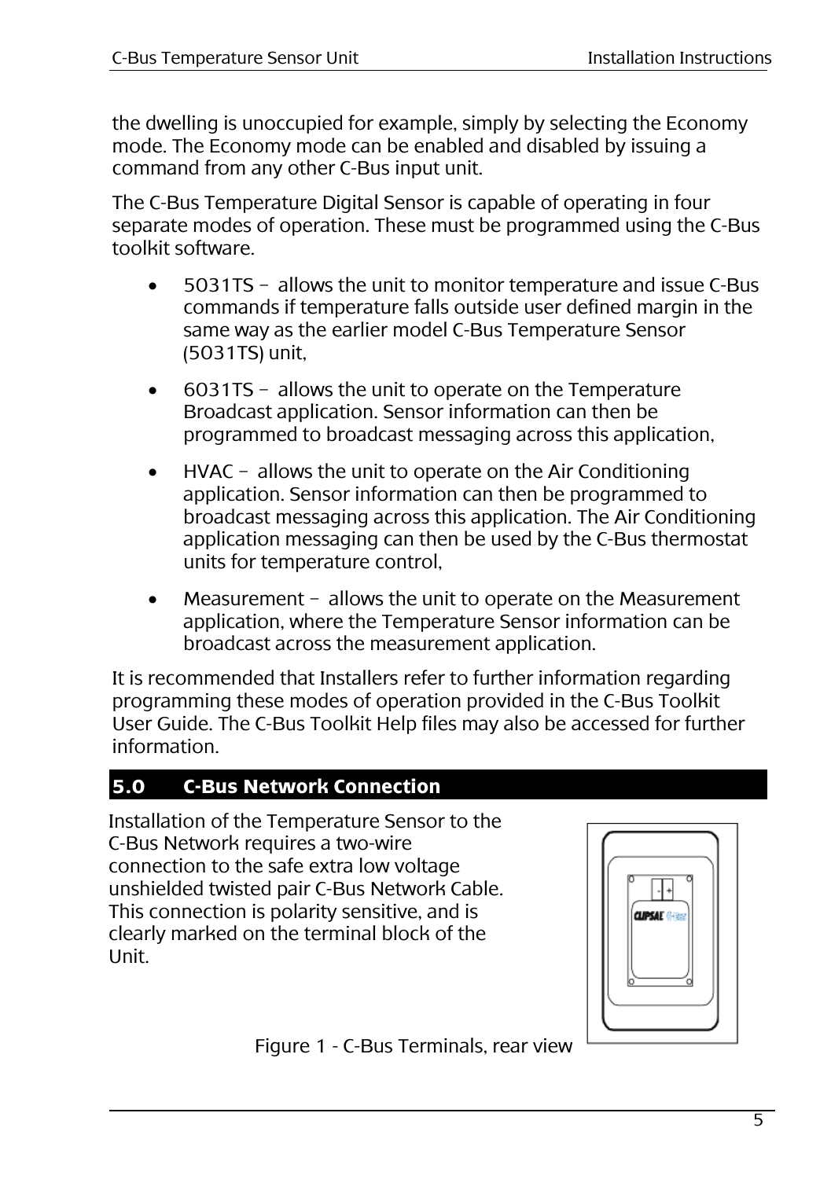the dwelling is unoccupied for example, simply by selecting the Economy mode. The Economy mode can be enabled and disabled by issuing a command from any other C-Bus input unit.

The C-Bus Temperature Digital Sensor is capable of operating in four separate modes of operation. These must be programmed using the C-Bus toolkit software.

- 5031TS – allows the unit to monitor temperature and issue C-Bus commands if temperature falls outside user defined margin in the same way as the earlier model C-Bus Temperature Sensor (5031TS) unit,
- 6031TS – allows the unit to operate on the Temperature Broadcast application. Sensor information can then be programmed to broadcast messaging across this application,
- HVAC – allows the unit to operate on the Air Conditioning application. Sensor information can then be programmed to broadcast messaging across this application. The Air Conditioning application messaging can then be used by the C-Bus thermostat units for temperature control,
- Measurement – allows the unit to operate on the Measurement application, where the Temperature Sensor information can be broadcast across the measurement application.

It is recommended that Installers refer to further information regarding programming these modes of operation provided in the C-Bus Toolkit User Guide. The C-Bus Toolkit Help files may also be accessed for further information.

## 5.0 C-Bus Network Connection

Installation of the Temperature Sensor to the C-Bus Network requires a two-wire connection to the safe extra low voltage unshielded twisted pair C-Bus Network Cable. This connection is polarity sensitive, and is clearly marked on the terminal block of the Unit.

Figure 1 - C-Bus Terminals, rear view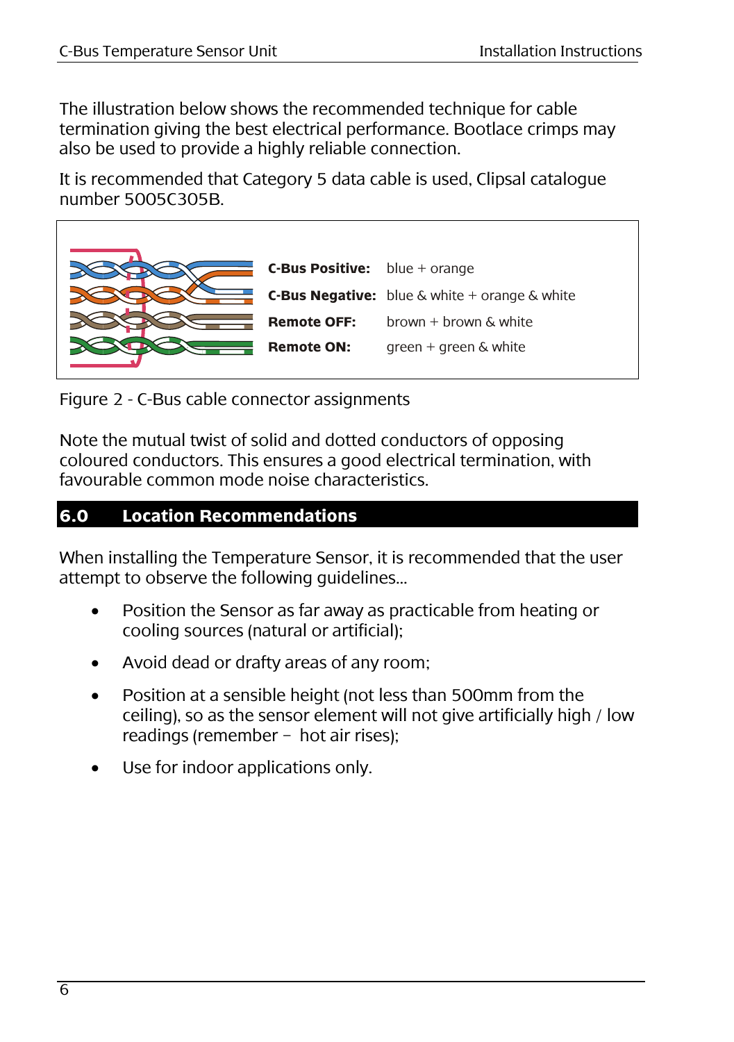The illustration below shows the recommended technique for cable termination giving the best electrical performance. Bootlace crimps may also be used to provide a highly reliable connection.

It is recommended that Category 5 data cable is used, Clipsal catalogue number 5005C305B.

| | |
|---|---|
| **C-Bus Positive:** | blue + orange |
| **C-Bus Negative:** | blue & white + orange & white |
| **Remote OFF:** | brown + brown & white |
| **Remote ON:** | green + green & white |

Figure 2 - C-Bus cable connector assignments

Note the mutual twist of solid and dotted conductors of opposing coloured conductors. This ensures a good electrical termination, with favourable common mode noise characteristics.

## 6.0 Location Recommendations

When installing the Temperature Sensor, it is recommended that the user attempt to observe the following guidelines...

- Position the Sensor as far away as practicable from heating or cooling sources (natural or artificial);
- Avoid dead or drafty areas of any room;
- Position at a sensible height (not less than 500mm from the ceiling), so as the sensor element will not give artificially high / low readings (remember – hot air rises);
- Use for indoor applications only.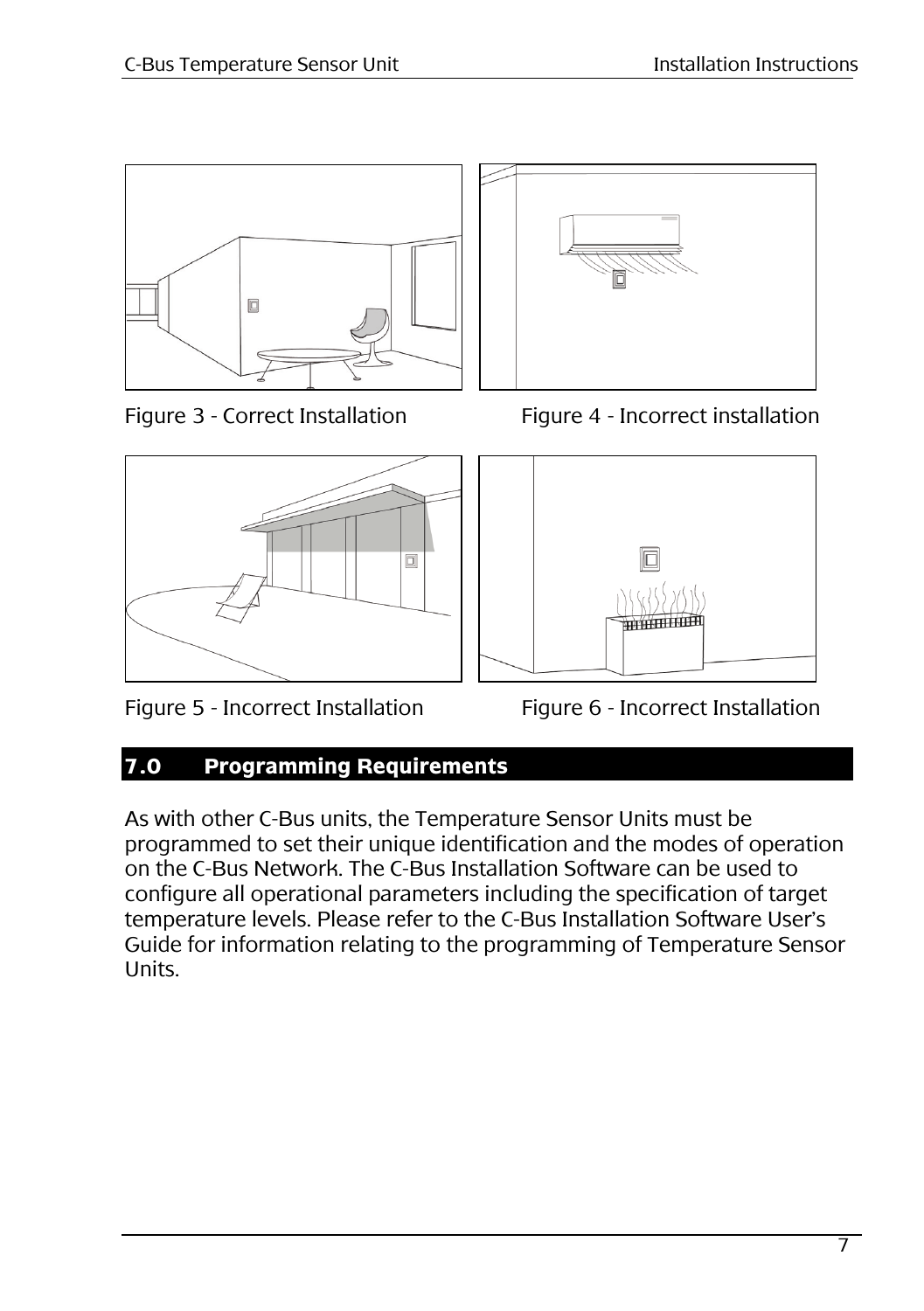Figure 3 - Correct Installation

Figure 4 - Incorrect installation

Figure 5 - Incorrect Installation

Figure 6 - Incorrect Installation

## 7.0 Programming Requirements

As with other C-Bus units, the Temperature Sensor Units must be programmed to set their unique identification and the modes of operation on the C-Bus Network. The C-Bus Installation Software can be used to configure all operational parameters including the specification of target temperature levels. Please refer to the C-Bus Installation Software User's Guide for information relating to the programming of Temperature Sensor Units.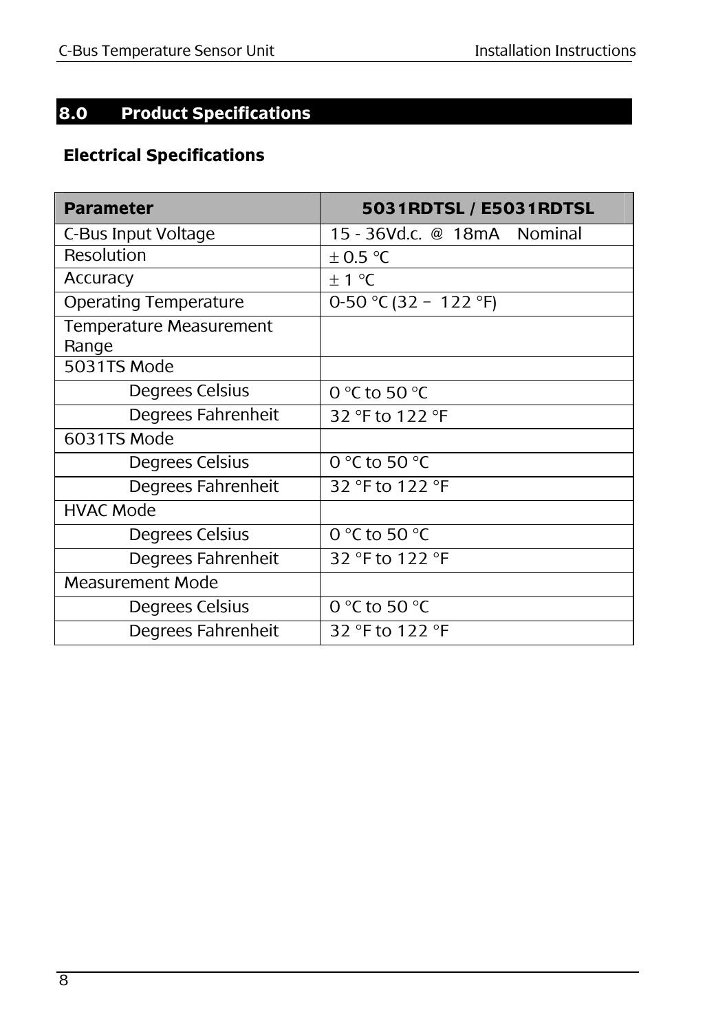## 8.0 Product Specifications

### Electrical Specifications

| Parameter | 5031RDTSL / E5031RDTSL |
|---|---|
| C-Bus Input Voltage | 15 - 36Vd.c. @ 18mA Nominal |
| Resolution | ± 0.5 °C |
| Accuracy | ± 1 °C |
| Operating Temperature | 0-50 °C (32 – 122 °F) |
| Temperature Measurement Range | |
| 5031TS Mode | |
| Degrees Celsius | 0 °C to 50 °C |
| Degrees Fahrenheit | 32 °F to 122 °F |
| 6031TS Mode | |
| Degrees Celsius | 0 °C to 50 °C |
| Degrees Fahrenheit | 32 °F to 122 °F |
| HVAC Mode | |
| Degrees Celsius | 0 °C to 50 °C |
| Degrees Fahrenheit | 32 °F to 122 °F |
| Measurement Mode | |
| Degrees Celsius | 0 °C to 50 °C |
| Degrees Fahrenheit | 32 °F to 122 °F |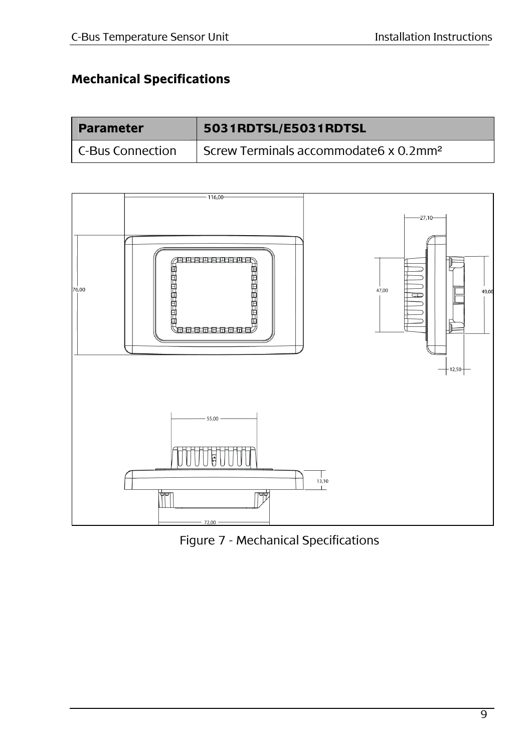## Mechanical Specifications

| Parameter | 5031RDTSL/E5031RDTSL |
| --- | --- |
| C-Bus Connection | Screw Terminals accommodate6 x 0.2mm² |

Figure 7 - Mechanical Specifications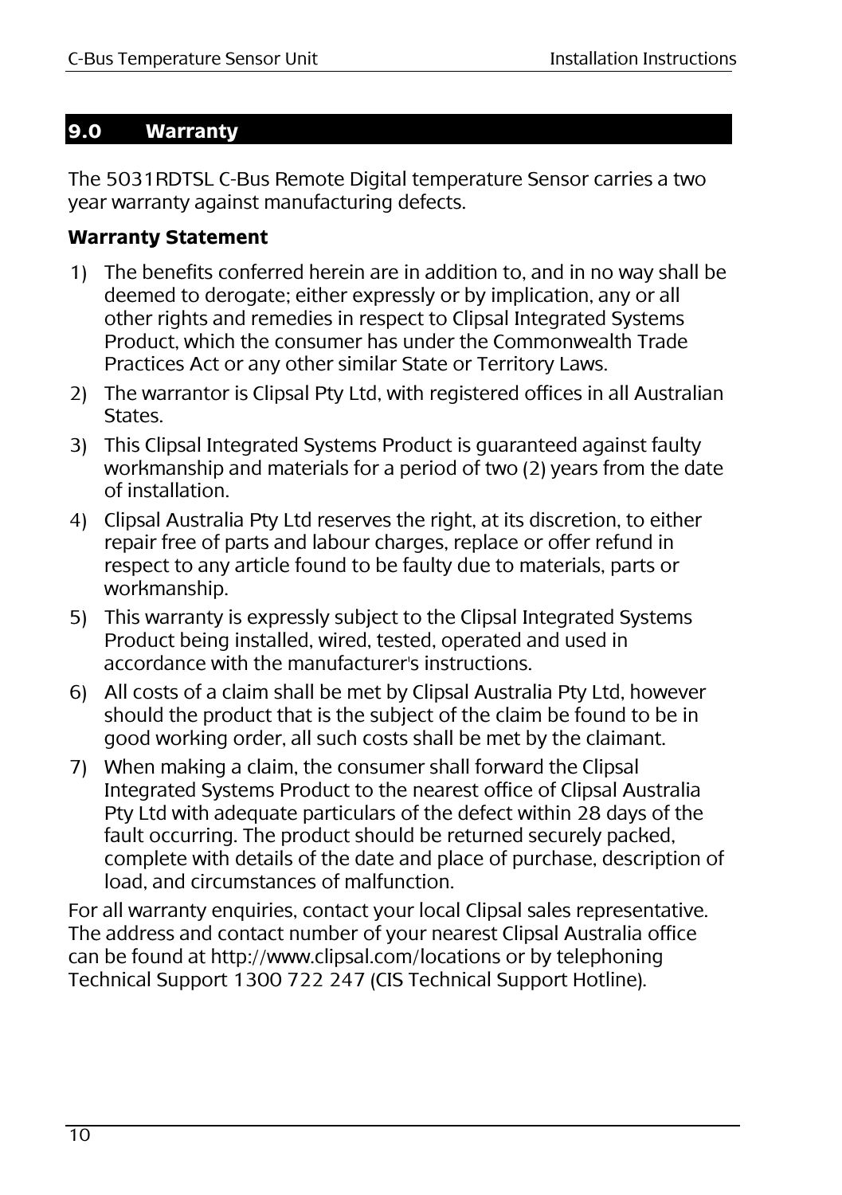## 9.0 Warranty

The 5031RDTSL C-Bus Remote Digital temperature Sensor carries a two year warranty against manufacturing defects.

**Warranty Statement**

1) The benefits conferred herein are in addition to, and in no way shall be deemed to derogate; either expressly or by implication, any or all other rights and remedies in respect to Clipsal Integrated Systems Product, which the consumer has under the Commonwealth Trade Practices Act or any other similar State or Territory Laws.
2) The warrantor is Clipsal Pty Ltd, with registered offices in all Australian States.
3) This Clipsal Integrated Systems Product is guaranteed against faulty workmanship and materials for a period of two (2) years from the date of installation.
4) Clipsal Australia Pty Ltd reserves the right, at its discretion, to either repair free of parts and labour charges, replace or offer refund in respect to any article found to be faulty due to materials, parts or workmanship.
5) This warranty is expressly subject to the Clipsal Integrated Systems Product being installed, wired, tested, operated and used in accordance with the manufacturer's instructions.
6) All costs of a claim shall be met by Clipsal Australia Pty Ltd, however should the product that is the subject of the claim be found to be in good working order, all such costs shall be met by the claimant.
7) When making a claim, the consumer shall forward the Clipsal Integrated Systems Product to the nearest office of Clipsal Australia Pty Ltd with adequate particulars of the defect within 28 days of the fault occurring. The product should be returned securely packed, complete with details of the date and place of purchase, description of load, and circumstances of malfunction.

For all warranty enquiries, contact your local Clipsal sales representative. The address and contact number of your nearest Clipsal Australia office can be found at http://www.clipsal.com/locations or by telephoning Technical Support 1300 722 247 (CIS Technical Support Hotline).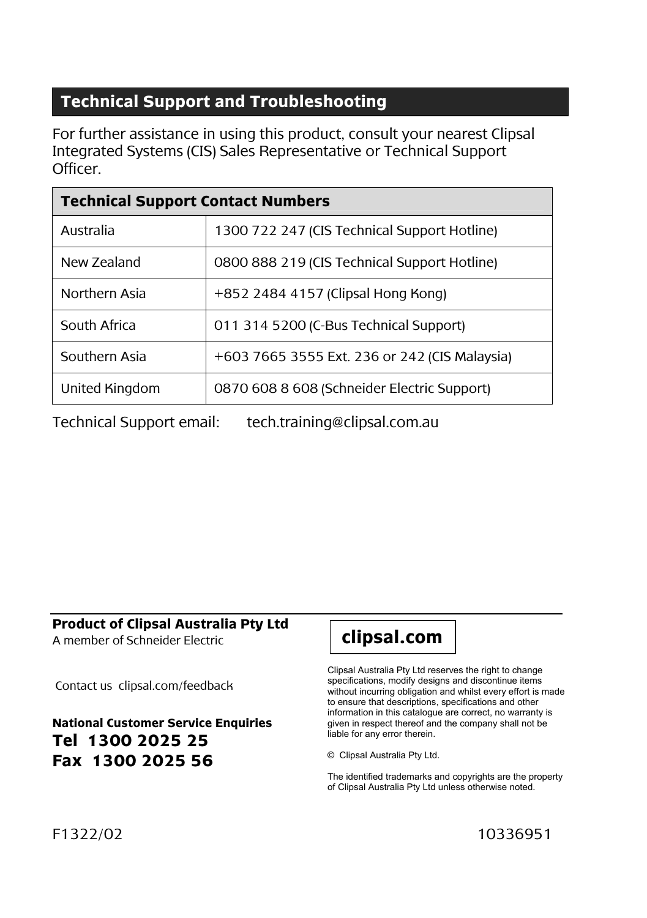## Technical Support and Troubleshooting

For further assistance in using this product, consult your nearest Clipsal Integrated Systems (CIS) Sales Representative or Technical Support Officer.

| Technical Support Contact Numbers | |
|---|---|
| Australia | 1300 722 247 (CIS Technical Support Hotline) |
| New Zealand | 0800 888 219 (CIS Technical Support Hotline) |
| Northern Asia | +852 2484 4157 (Clipsal Hong Kong) |
| South Africa | 011 314 5200 (C-Bus Technical Support) |
| Southern Asia | +603 7665 3555 Ext. 236 or 242 (CIS Malaysia) |
| United Kingdom | 0870 608 8 608 (Schneider Electric Support) |

Technical Support email: tech.training@clipsal.com.au

**Product of Clipsal Australia Pty Ltd**
A member of Schneider Electric

Contact us clipsal.com/feedback

**National Customer Service Enquiries**
**Tel 1300 2025 25**
**Fax 1300 2025 56**

**clipsal.com**

Clipsal Australia Pty Ltd reserves the right to change specifications, modify designs and discontinue items without incurring obligation and whilst every effort is made to ensure that descriptions, specifications and other information in this catalogue are correct, no warranty is given in respect thereof and the company shall not be liable for any error therein.

© Clipsal Australia Pty Ltd.

The identified trademarks and copyrights are the property of Clipsal Australia Pty Ltd unless otherwise noted.

F1322/02 10336951